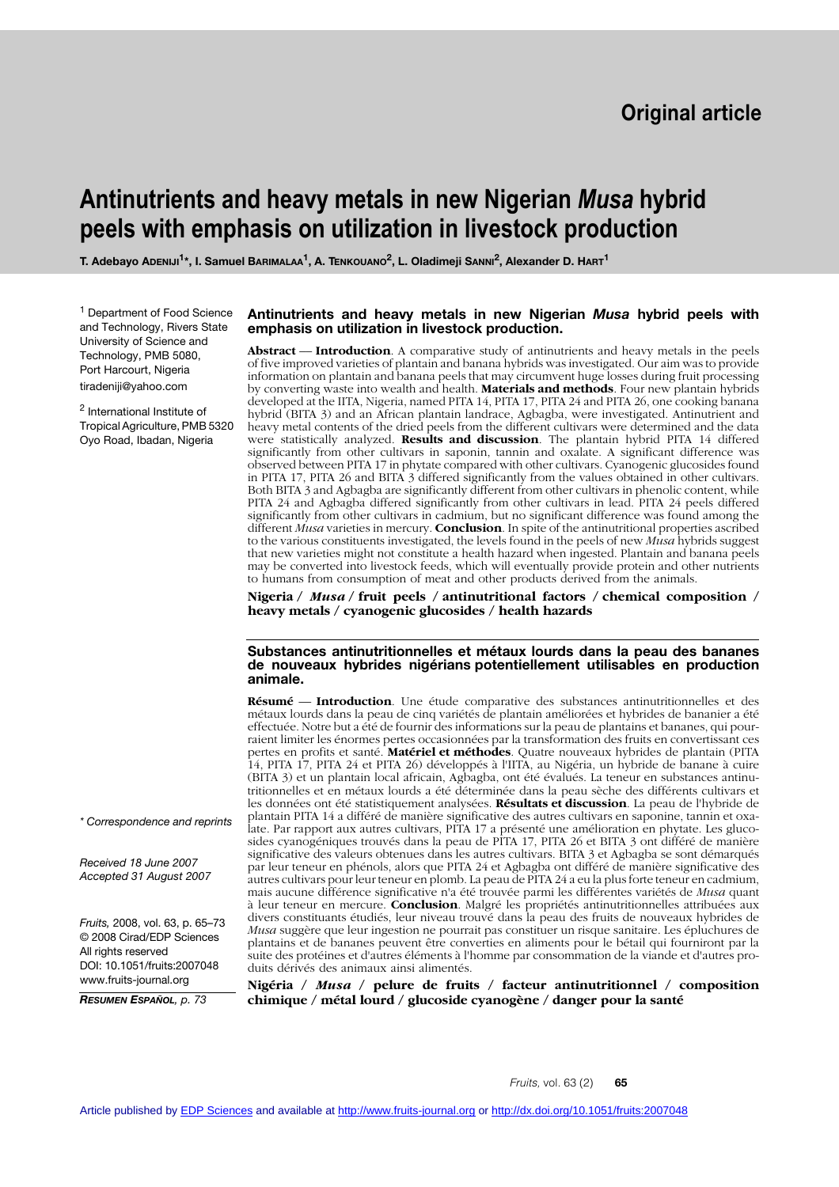Original article

# Antinutrients and heavy metals in new Nigerian *Musa* hybrid peels with emphasis on utilization in livestock production

T. Adebayo Adeniji[1]*, I. Samuel Barimalaa[1], A. Tenkouano[2], L. Oladimeji Sanni[2], Alexander D. Hart[1]

[1] Department of Food Science and Technology, Rivers State University of Science and Technology, PMB 5080, Port Harcourt, Nigeria
tiradeniji@yahoo.com

[2] International Institute of Tropical Agriculture, PMB 5320 Oyo Road, Ibadan, Nigeria

## Antinutrients and heavy metals in new Nigerian *Musa* hybrid peels with emphasis on utilization in livestock production.

**Abstract** — **Introduction**. A comparative study of antinutrients and heavy metals in the peels of five improved varieties of plantain and banana hybrids was investigated. Our aim was to provide information on plantain and banana peels that may circumvent huge losses during fruit processing by converting waste into wealth and health. **Materials and methods**. Four new plantain hybrids developed at the IITA, Nigeria, named PITA 14, PITA 17, PITA 24 and PITA 26, one cooking banana hybrid (BITA 3) and an African plantain landrace, Agbagba, were investigated. Antinutrient and heavy metal contents of the dried peels from the different cultivars were determined and the data were statistically analyzed. **Results and discussion**. The plantain hybrid PITA 14 differed significantly from other cultivars in saponin, tannin and oxalate. A significant difference was observed between PITA 17 in phytate compared with other cultivars. Cyanogenic glucosides found in PITA 17, PITA 26 and BITA 3 differed significantly from the values obtained in other cultivars. Both BITA 3 and Agbagba are significantly different from other cultivars in phenolic content, while PITA 24 and Agbagba differed significantly from other cultivars in lead. PITA 24 peels differed significantly from other cultivars in cadmium, but no significant difference was found among the different *Musa* varieties in mercury. **Conclusion**. In spite of the antinutritional properties ascribed to the various constituents investigated, the levels found in the peels of new *Musa* hybrids suggest that new varieties might not constitute a health hazard when ingested. Plantain and banana peels may be converted into livestock feeds, which will eventually provide protein and other nutrients to humans from consumption of meat and other products derived from the animals.

**Nigeria / *Musa* / fruit peels / antinutritional factors / chemical composition / heavy metals / cyanogenic glucosides / health hazards**

## Substances antinutritionnelles et métaux lourds dans la peau des bananes de nouveaux hybrides nigérians potentiellement utilisables en production animale.

**Résumé** — **Introduction**. Une étude comparative des substances antinutritionnelles et des métaux lourds dans la peau de cinq variétés de plantain améliorées et hybrides de bananier a été effectuée. Notre but a été de fournir des informations sur la peau de plantains et bananes, qui pourraient limiter les énormes pertes occasionnées par la transformation des fruits en convertissant ces pertes en profits et santé. **Matériel et méthodes**. Quatre nouveaux hybrides de plantain (PITA 14, PITA 17, PITA 24 et PITA 26) développés à l'IITA, au Nigéria, un hybride de banane à cuire (BITA 3) et un plantain local africain, Agbagba, ont été évalués. La teneur en substances antinutritionnelles et en métaux lourds a été déterminée dans la peau sèche des différents cultivars et les données ont été statistiquement analysées. **Résultats et discussion**. La peau de l'hybride de plantain PITA 14 a différé de manière significative des autres cultivars en saponine, tannin et oxalate. Par rapport aux autres cultivars, PITA 17 a présenté une amélioration en phytate. Les glucosides cyanogéniques trouvés dans la peau de PITA 17, PITA 26 et BITA 3 ont différé de manière significative des valeurs obtenues dans les autres cultivars. BITA 3 et Agbagba se sont démarqués par leur teneur en phénols, alors que PITA 24 et Agbagba ont différé de manière significative des autres cultivars pour leur teneur en plomb. La peau de PITA 24 a eu la plus forte teneur en cadmium, mais aucune différence significative n'a été trouvée parmi les différentes variétés de *Musa* quant à leur teneur en mercure. **Conclusion**. Malgré les propriétés antinutritionnelles attribuées aux divers constituants étudiés, leur niveau trouvé dans la peau des fruits de nouveaux hybrides de *Musa* suggère que leur ingestion ne pourrait pas constituer un risque sanitaire. Les épluchures de plantains et de bananes peuvent être converties en aliments pour le bétail qui fourniront par la suite des protéines et d'autres éléments à l'homme par consommation de la viande et d'autres produits dérivés des animaux ainsi alimentés.

**Nigéria / *Musa* / pelure de fruits / facteur antinutritionnel / composition chimique / métal lourd / glucoside cyanogène / danger pour la santé**

\* Correspondence and reprints

Received 18 June 2007
Accepted 31 August 2007

*Fruits,* 2008, vol. 63, p. 65–73
© 2008 Cirad/EDP Sciences
All rights reserved
DOI: 10.1051/fruits:2007048
www.fruits-journal.org

***Resumen Español**, p. 73*

Article published by EDP Sciences and available at http://www.fruits-journal.org or http://dx.doi.org/10.1051/fruits:2007048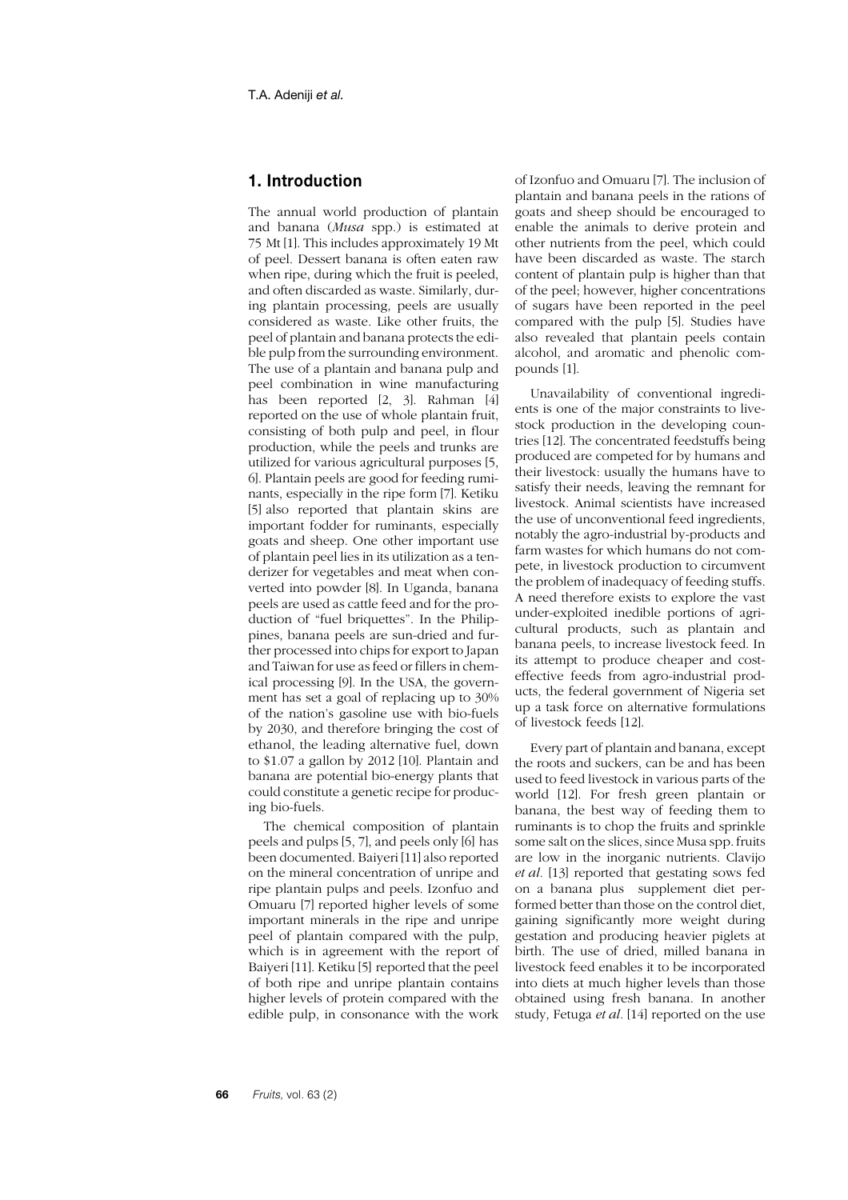## 1. Introduction

The annual world production of plantain and banana (*Musa* spp.) is estimated at 75 Mt [1]. This includes approximately 19 Mt of peel. Dessert banana is often eaten raw when ripe, during which the fruit is peeled, and often discarded as waste. Similarly, during plantain processing, peels are usually considered as waste. Like other fruits, the peel of plantain and banana protects the edible pulp from the surrounding environment. The use of a plantain and banana pulp and peel combination in wine manufacturing has been reported [2, 3]. Rahman [4] reported on the use of whole plantain fruit, consisting of both pulp and peel, in flour production, while the peels and trunks are utilized for various agricultural purposes [5, 6]. Plantain peels are good for feeding ruminants, especially in the ripe form [7]. Ketiku [5] also reported that plantain skins are important fodder for ruminants, especially goats and sheep. One other important use of plantain peel lies in its utilization as a tenderizer for vegetables and meat when converted into powder [8]. In Uganda, banana peels are used as cattle feed and for the production of "fuel briquettes". In the Philippines, banana peels are sun-dried and further processed into chips for export to Japan and Taiwan for use as feed or fillers in chemical processing [9]. In the USA, the government has set a goal of replacing up to 30% of the nation's gasoline use with bio-fuels by 2030, and therefore bringing the cost of ethanol, the leading alternative fuel, down to \$1.07 a gallon by 2012 [10]. Plantain and banana are potential bio-energy plants that could constitute a genetic recipe for producing bio-fuels.

The chemical composition of plantain peels and pulps [5, 7], and peels only [6] has been documented. Baiyeri [11] also reported on the mineral concentration of unripe and ripe plantain pulps and peels. Izonfuo and Omuaru [7] reported higher levels of some important minerals in the ripe and unripe peel of plantain compared with the pulp, which is in agreement with the report of Baiyeri [11]. Ketiku [5] reported that the peel of both ripe and unripe plantain contains higher levels of protein compared with the edible pulp, in consonance with the work of Izonfuo and Omuaru [7]. The inclusion of plantain and banana peels in the rations of goats and sheep should be encouraged to enable the animals to derive protein and other nutrients from the peel, which could have been discarded as waste. The starch content of plantain pulp is higher than that of the peel; however, higher concentrations of sugars have been reported in the peel compared with the pulp [5]. Studies have also revealed that plantain peels contain alcohol, and aromatic and phenolic compounds [1].

Unavailability of conventional ingredients is one of the major constraints to livestock production in the developing countries [12]. The concentrated feedstuffs being produced are competed for by humans and their livestock: usually the humans have to satisfy their needs, leaving the remnant for livestock. Animal scientists have increased the use of unconventional feed ingredients, notably the agro-industrial by-products and farm wastes for which humans do not compete, in livestock production to circumvent the problem of inadequacy of feeding stuffs. A need therefore exists to explore the vast under-exploited inedible portions of agricultural products, such as plantain and banana peels, to increase livestock feed. In its attempt to produce cheaper and cost-effective feeds from agro-industrial products, the federal government of Nigeria set up a task force on alternative formulations of livestock feeds [12].

Every part of plantain and banana, except the roots and suckers, can be and has been used to feed livestock in various parts of the world [12]. For fresh green plantain or banana, the best way of feeding them to ruminants is to chop the fruits and sprinkle some salt on the slices, since Musa spp. fruits are low in the inorganic nutrients. Clavijo *et al.* [13] reported that gestating sows fed on a banana plus supplement diet performed better than those on the control diet, gaining significantly more weight during gestation and producing heavier piglets at birth. The use of dried, milled banana in livestock feed enables it to be incorporated into diets at much higher levels than those obtained using fresh banana. In another study, Fetuga *et al.* [14] reported on the use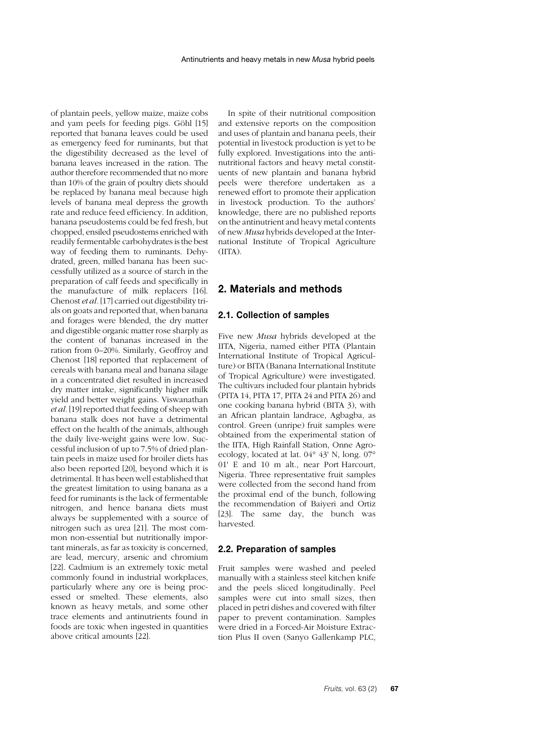of plantain peels, yellow maize, maize cobs and yam peels for feeding pigs. Göhl [15] reported that banana leaves could be used as emergency feed for ruminants, but that the digestibility decreased as the level of banana leaves increased in the ration. The author therefore recommended that no more than 10% of the grain of poultry diets should be replaced by banana meal because high levels of banana meal depress the growth rate and reduce feed efficiency. In addition, banana pseudostems could be fed fresh, but chopped, ensiled pseudostems enriched with readily fermentable carbohydrates is the best way of feeding them to ruminants. Dehydrated, green, milled banana has been successfully utilized as a source of starch in the preparation of calf feeds and specifically in the manufacture of milk replacers [16]. Chenost *et al.* [17] carried out digestibility trials on goats and reported that, when banana and forages were blended, the dry matter and digestible organic matter rose sharply as the content of bananas increased in the ration from 0–20%. Similarly, Geoffroy and Chenost [18] reported that replacement of cereals with banana meal and banana silage in a concentrated diet resulted in increased dry matter intake, significantly higher milk yield and better weight gains. Viswanathan *et al.* [19] reported that feeding of sheep with banana stalk does not have a detrimental effect on the health of the animals, although the daily live-weight gains were low. Successful inclusion of up to 7.5% of dried plantain peels in maize used for broiler diets has also been reported [20], beyond which it is detrimental. It has been well established that the greatest limitation to using banana as a feed for ruminants is the lack of fermentable nitrogen, and hence banana diets must always be supplemented with a source of nitrogen such as urea [21]. The most common non-essential but nutritionally important minerals, as far as toxicity is concerned, are lead, mercury, arsenic and chromium [22]. Cadmium is an extremely toxic metal commonly found in industrial workplaces, particularly where any ore is being processed or smelted. These elements, also known as heavy metals, and some other trace elements and antinutrients found in foods are toxic when ingested in quantities above critical amounts [22].

In spite of their nutritional composition and extensive reports on the composition and uses of plantain and banana peels, their potential in livestock production is yet to be fully explored. Investigations into the antinutritional factors and heavy metal constituents of new plantain and banana hybrid peels were therefore undertaken as a renewed effort to promote their application in livestock production. To the authors' knowledge, there are no published reports on the antinutrient and heavy metal contents of new *Musa* hybrids developed at the International Institute of Tropical Agriculture (IITA).

## 2. Materials and methods

### 2.1. Collection of samples

Five new *Musa* hybrids developed at the IITA, Nigeria, named either PITA (Plantain International Institute of Tropical Agriculture) or BITA (Banana International Institute of Tropical Agriculture) were investigated. The cultivars included four plantain hybrids (PITA 14, PITA 17, PITA 24 and PITA 26) and one cooking banana hybrid (BITA 3), with an African plantain landrace, Agbagba, as control. Green (unripe) fruit samples were obtained from the experimental station of the IITA, High Rainfall Station, Onne Agroecology, located at lat. 04° 43' N, long. 07° 01' E and 10 m alt., near Port Harcourt, Nigeria. Three representative fruit samples were collected from the second hand from the proximal end of the bunch, following the recommendation of Baiyeri and Ortiz [23]. The same day, the bunch was harvested.

### 2.2. Preparation of samples

Fruit samples were washed and peeled manually with a stainless steel kitchen knife and the peels sliced longitudinally. Peel samples were cut into small sizes, then placed in petri dishes and covered with filter paper to prevent contamination. Samples were dried in a Forced-Air Moisture Extraction Plus II oven (Sanyo Gallenkamp PLC,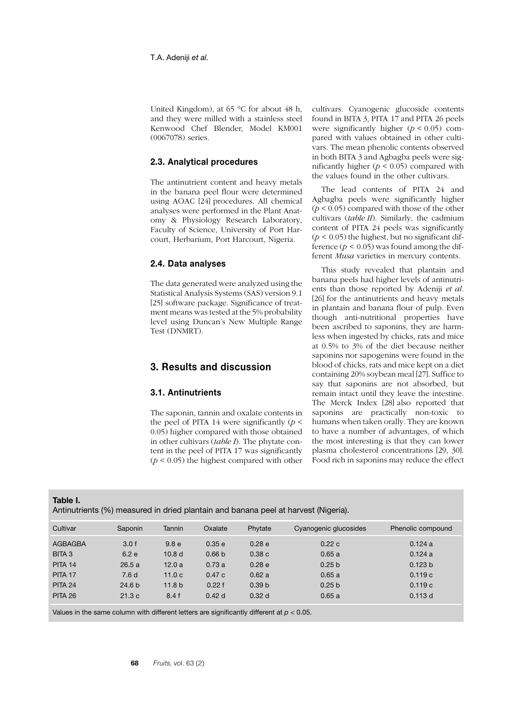United Kingdom), at 65 °C for about 48 h, and they were milled with a stainless steel Kenwood Chef Blender, Model KM001 (0067078) series.

### 2.3. Analytical procedures

The antinutrient content and heavy metals in the banana peel flour were determined using AOAC [24] procedures. All chemical analyses were performed in the Plant Anatomy & Physiology Research Laboratory, Faculty of Science, University of Port Harcourt, Herbarium, Port Harcourt, Nigeria.

### 2.4. Data analyses

The data generated were analyzed using the Statistical Analysis Systems (SAS) version 9.1 [25] software package. Significance of treatment means was tested at the 5% probability level using Duncan's New Multiple Range Test (DNMRT).

## 3. Results and discussion

### 3.1. Antinutrients

The saponin, tannin and oxalate contents in the peel of PITA 14 were significantly ($p <$ 0.05) higher compared with those obtained in other cultivars (*table I*). The phytate content in the peel of PITA 17 was significantly ($p < 0.05$) the highest compared with other cultivars. Cyanogenic glucoside contents found in BITA 3, PITA 17 and PITA 26 peels were significantly higher ($p < 0.05$) compared with values obtained in other cultivars. The mean phenolic contents observed in both BITA 3 and Agbagba peels were significantly higher ($p < 0.05$) compared with the values found in the other cultivars.

The lead contents of PITA 24 and Agbagba peels were significantly higher ($p < 0.05$) compared with those of the other cultivars (*table II*). Similarly, the cadmium content of PITA 24 peels was significantly ($p < 0.05$) the highest, but no significant difference ($p < 0.05$) was found among the different *Musa* varieties in mercury contents.

This study revealed that plantain and banana peels had higher levels of antinutrients than those reported by Adeniji *et al.* [26] for the antinutrients and heavy metals in plantain and banana flour of pulp. Even though anti-nutritional properties have been ascribed to saponins, they are harmless when ingested by chicks, rats and mice at 0.5% to 3% of the diet because neither saponins nor sapogenins were found in the blood of chicks, rats and mice kept on a diet containing 20% soybean meal [27]. Suffice to say that saponins are not absorbed, but remain intact until they leave the intestine. The Merck Index [28] also reported that saponins are practically non-toxic to humans when taken orally. They are known to have a number of advantages, of which the most interesting is that they can lower plasma cholesterol concentrations [29, 30]. Food rich in saponins may reduce the effect

**Table I.**
Antinutrients (%) measured in dried plantain and banana peel at harvest (Nigeria).

| Cultivar | Saponin | Tannin | Oxalate | Phytate | Cyanogenic glucosides | Phenolic compound |
|---|---|---|---|---|---|---|
| AGBAGBA | 3.0 f | 9.8 e | 0.35 e | 0.28 e | 0.22 c | 0.124 a |
| BITA 3 | 6.2 e | 10.8 d | 0.66 b | 0.38 c | 0.65 a | 0.124 a |
| PITA 14 | 26.5 a | 12.0 a | 0.73 a | 0.28 e | 0.25 b | 0.123 b |
| PITA 17 | 7.6 d | 11.0 c | 0.47 c | 0.62 a | 0.65 a | 0.119 c |
| PITA 24 | 24.6 b | 11.8 b | 0.22 f | 0.39 b | 0.25 b | 0.119 c |
| PITA 26 | 21.3 c | 8.4 f | 0.42 d | 0.32 d | 0.65 a | 0.113 d |

Values in the same column with different letters are significantly different at $p < 0.05$.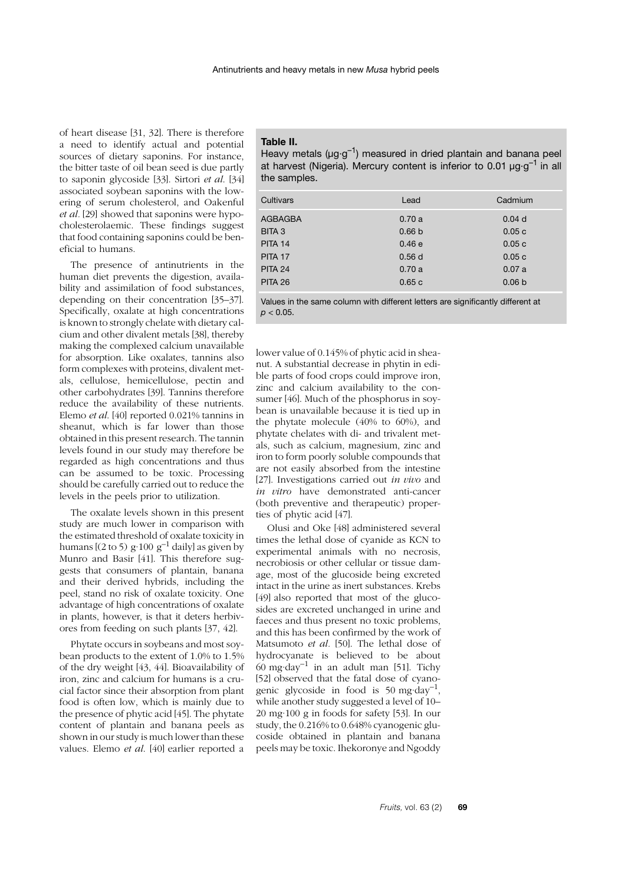of heart disease [31, 32]. There is therefore a need to identify actual and potential sources of dietary saponins. For instance, the bitter taste of oil bean seed is due partly to saponin glycoside [33]. Sirtori *et al.* [34] associated soybean saponins with the lowering of serum cholesterol, and Oakenful *et al.* [29] showed that saponins were hypocholesterolaemic. These findings suggest that food containing saponins could be beneficial to humans.

The presence of antinutrients in the human diet prevents the digestion, availability and assimilation of food substances, depending on their concentration [35–37]. Specifically, oxalate at high concentrations is known to strongly chelate with dietary calcium and other divalent metals [38], thereby making the complexed calcium unavailable for absorption. Like oxalates, tannins also form complexes with proteins, divalent metals, cellulose, hemicellulose, pectin and other carbohydrates [39]. Tannins therefore reduce the availability of these nutrients. Elemo *et al.* [40] reported 0.021% tannins in sheanut, which is far lower than those obtained in this present research. The tannin levels found in our study may therefore be regarded as high concentrations and thus can be assumed to be toxic. Processing should be carefully carried out to reduce the levels in the peels prior to utilization.

The oxalate levels shown in this present study are much lower in comparison with the estimated threshold of oxalate toxicity in humans [(2 to 5) $g \cdot 100\ g^{-1}$ daily] as given by Munro and Basir [41]. This therefore suggests that consumers of plantain, banana and their derived hybrids, including the peel, stand no risk of oxalate toxicity. One advantage of high concentrations of oxalate in plants, however, is that it deters herbivores from feeding on such plants [37, 42].

Phytate occurs in soybeans and most soybean products to the extent of 1.0% to 1.5% of the dry weight [43, 44]. Bioavailability of iron, zinc and calcium for humans is a crucial factor since their absorption from plant food is often low, which is mainly due to the presence of phytic acid [45]. The phytate content of plantain and banana peels as shown in our study is much lower than these values. Elemo *et al.* [40] earlier reported a lower value of 0.145% of phytic acid in sheanut. A substantial decrease in phytin in edible parts of food crops could improve iron, zinc and calcium availability to the consumer [46]. Much of the phosphorus in soybean is unavailable because it is tied up in the phytate molecule (40% to 60%), and phytate chelates with di- and trivalent metals, such as calcium, magnesium, zinc and iron to form poorly soluble compounds that are not easily absorbed from the intestine [27]. Investigations carried out *in vivo* and *in vitro* have demonstrated anti-cancer (both preventive and therapeutic) properties of phytic acid [47].

**Table II.**
Heavy metals ($\mu g \cdot g^{-1}$) measured in dried plantain and banana peel at harvest (Nigeria). Mercury content is inferior to 0.01 $\mu g \cdot g^{-1}$ in all the samples.

| Cultivars | Lead | Cadmium |
|---|---|---|
| AGBAGBA | 0.70 a | 0.04 d |
| BITA 3 | 0.66 b | 0.05 c |
| PITA 14 | 0.46 e | 0.05 c |
| PITA 17 | 0.56 d | 0.05 c |
| PITA 24 | 0.70 a | 0.07 a |
| PITA 26 | 0.65 c | 0.06 b |

Values in the same column with different letters are significantly different at $p < 0.05$.

Olusi and Oke [48] administered several times the lethal dose of cyanide as KCN to experimental animals with no necrosis, necrobiosis or other cellular or tissue damage, most of the glucoside being excreted intact in the urine as inert substances. Krebs [49] also reported that most of the glucosides are excreted unchanged in urine and faeces and thus present no toxic problems, and this has been confirmed by the work of Matsumoto *et al.* [50]. The lethal dose of hydrocyanate is believed to be about 60 $mg \cdot day^{-1}$ in an adult man [51]. Tichy [52] observed that the fatal dose of cyanogenic glycoside in food is 50 $mg \cdot day^{-1}$, while another study suggested a level of 10–20 $mg \cdot 100$ g in foods for safety [53]. In our study, the 0.216% to 0.648% cyanogenic glucoside obtained in plantain and banana peels may be toxic. Ihekoronye and Ngoddy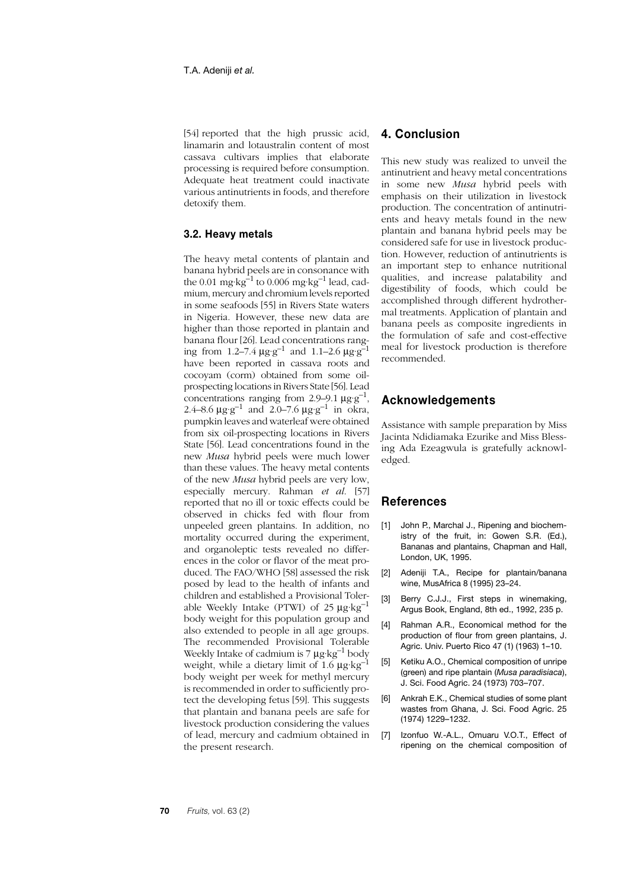[54] reported that the high prussic acid, linamarin and lotaustralin content of most cassava cultivars implies that elaborate processing is required before consumption. Adequate heat treatment could inactivate various antinutrients in foods, and therefore detoxify them.

### 3.2. Heavy metals

The heavy metal contents of plantain and banana hybrid peels are in consonance with the 0.01 $mg \cdot kg^{-1}$ to 0.006 $mg \cdot kg^{-1}$ lead, cadmium, mercury and chromium levels reported in some seafoods [55] in Rivers State waters in Nigeria. However, these new data are higher than those reported in plantain and banana flour [26]. Lead concentrations ranging from 1.2–7.4 $\mu g \cdot g^{-1}$ and 1.1–2.6 $\mu g \cdot g^{-1}$ have been reported in cassava roots and cocoyam (corm) obtained from some oil-prospecting locations in Rivers State [56]. Lead concentrations ranging from 2.9–9.1 $\mu g \cdot g^{-1}$, 2.4–8.6 $\mu g \cdot g^{-1}$ and 2.0–7.6 $\mu g \cdot g^{-1}$ in okra, pumpkin leaves and waterleaf were obtained from six oil-prospecting locations in Rivers State [56]. Lead concentrations found in the new *Musa* hybrid peels were much lower than these values. The heavy metal contents of the new *Musa* hybrid peels are very low, especially mercury. Rahman *et al.* [57] reported that no ill or toxic effects could be observed in chicks fed with flour from unpeeled green plantains. In addition, no mortality occurred during the experiment, and organoleptic tests revealed no differences in the color or flavor of the meat produced. The FAO/WHO [58] assessed the risk posed by lead to the health of infants and children and established a Provisional Tolerable Weekly Intake (PTWI) of 25 $\mu g \cdot kg^{-1}$ body weight for this population group and also extended to people in all age groups. The recommended Provisional Tolerable Weekly Intake of cadmium is 7 $\mu g \cdot kg^{-1}$ body weight, while a dietary limit of 1.6 $\mu g \cdot kg^{-1}$ body weight per week for methyl mercury is recommended in order to sufficiently protect the developing fetus [59]. This suggests that plantain and banana peels are safe for livestock production considering the values of lead, mercury and cadmium obtained in the present research.

## 4. Conclusion

This new study was realized to unveil the antinutrient and heavy metal concentrations in some new *Musa* hybrid peels with emphasis on their utilization in livestock production. The concentration of antinutrients and heavy metals found in the new plantain and banana hybrid peels may be considered safe for use in livestock production. However, reduction of antinutrients is an important step to enhance nutritional qualities, and increase palatability and digestibility of foods, which could be accomplished through different hydrothermal treatments. Application of plantain and banana peels as composite ingredients in the formulation of safe and cost-effective meal for livestock production is therefore recommended.

## Acknowledgements

Assistance with sample preparation by Miss Jacinta Ndidiamaka Ezurike and Miss Blessing Ada Ezeagwula is gratefully acknowledged.

## References

[1] John P., Marchal J., Ripening and biochemistry of the fruit, in: Gowen S.R. (Ed.), Bananas and plantains, Chapman and Hall, London, UK, 1995.

[2] Adeniji T.A., Recipe for plantain/banana wine, MusAfrica 8 (1995) 23–24.

[3] Berry C.J.J., First steps in winemaking, Argus Book, England, 8th ed., 1992, 235 p.

[4] Rahman A.R., Economical method for the production of flour from green plantains, J. Agric. Univ. Puerto Rico 47 (1) (1963) 1–10.

[5] Ketiku A.O., Chemical composition of unripe (green) and ripe plantain (*Musa paradisiaca*), J. Sci. Food Agric. 24 (1973) 703–707.

[6] Ankrah E.K., Chemical studies of some plant wastes from Ghana, J. Sci. Food Agric. 25 (1974) 1229–1232.

[7] Izonfuo W.-A.L., Omuaru V.O.T., Effect of ripening on the chemical composition of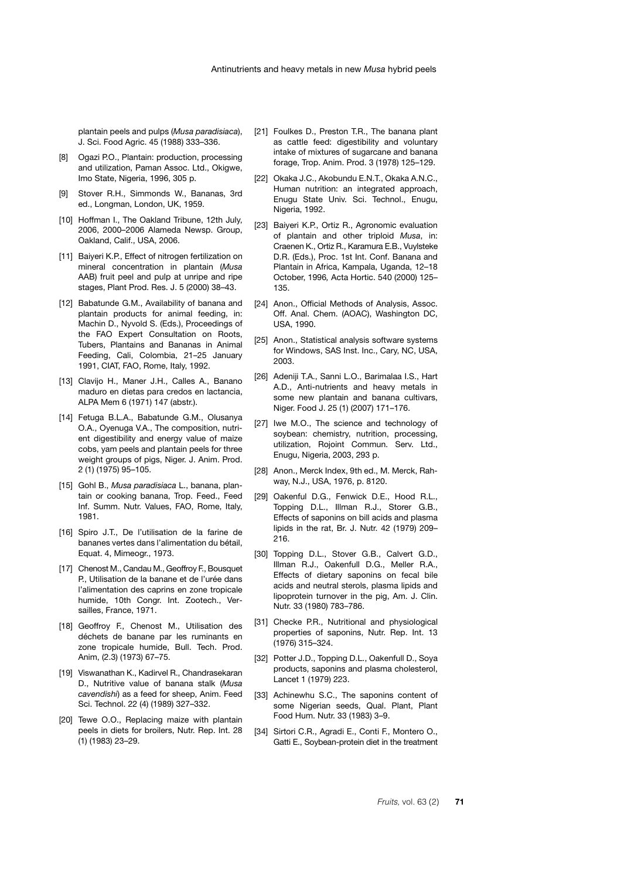plantain peels and pulps (*Musa paradisiaca*), J. Sci. Food Agric. 45 (1988) 333–336.

[8] Ogazi P.O., Plantain: production, processing and utilization, Paman Assoc. Ltd., Okigwe, Imo State, Nigeria, 1996, 305 p.

[9] Stover R.H., Simmonds W., Bananas, 3rd ed., Longman, London, UK, 1959.

[10] Hoffman I., The Oakland Tribune, 12th July, 2006, 2000–2006 Alameda Newsp. Group, Oakland, Calif., USA, 2006.

[11] Baiyeri K.P., Effect of nitrogen fertilization on mineral concentration in plantain (*Musa* AAB) fruit peel and pulp at unripe and ripe stages, Plant Prod. Res. J. 5 (2000) 38–43.

[12] Babatunde G.M., Availability of banana and plantain products for animal feeding, in: Machin D., Nyvold S. (Eds.), Proceedings of the FAO Expert Consultation on Roots, Tubers, Plantains and Bananas in Animal Feeding, Cali, Colombia, 21–25 January 1991, CIAT, FAO, Rome, Italy, 1992.

[13] Clavijo H., Maner J.H., Calles A., Banano maduro en dietas para credos en lactancia, ALPA Mem 6 (1971) 147 (abstr.).

[14] Fetuga B.L.A., Babatunde G.M., Olusanya O.A., Oyenuga V.A., The composition, nutrient digestibility and energy value of maize cobs, yam peels and plantain peels for three weight groups of pigs, Niger. J. Anim. Prod. 2 (1) (1975) 95–105.

[15] Gohl B., *Musa paradisiaca* L., banana, plantain or cooking banana, Trop. Feed., Feed Inf. Summ. Nutr. Values, FAO, Rome, Italy, 1981.

[16] Spiro J.T., De l'utilisation de la farine de bananes vertes dans l'alimentation du bétail, Equat. 4, Mimeogr., 1973.

[17] Chenost M., Candau M., Geoffroy F., Bousquet P., Utilisation de la banane et de l'urée dans l'alimentation des caprins en zone tropicale humide, 10th Congr. Int. Zootech., Versailles, France, 1971.

[18] Geoffroy F., Chenost M., Utilisation des déchets de banane par les ruminants en zone tropicale humide, Bull. Tech. Prod. Anim, (2.3) (1973) 67–75.

[19] Viswanathan K., Kadirvel R., Chandrasekaran D., Nutritive value of banana stalk (*Musa cavendishi*) as a feed for sheep, Anim. Feed Sci. Technol. 22 (4) (1989) 327–332.

[20] Tewe O.O., Replacing maize with plantain peels in diets for broilers, Nutr. Rep. Int. 28 (1) (1983) 23–29.

[21] Foulkes D., Preston T.R., The banana plant as cattle feed: digestibility and voluntary intake of mixtures of sugarcane and banana forage, Trop. Anim. Prod. 3 (1978) 125–129.

[22] Okaka J.C., Akobundu E.N.T., Okaka A.N.C., Human nutrition: an integrated approach, Enugu State Univ. Sci. Technol., Enugu, Nigeria, 1992.

[23] Baiyeri K.P., Ortiz R., Agronomic evaluation of plantain and other triploid *Musa*, in: Craenen K., Ortiz R., Karamura E.B., Vuylsteke D.R. (Eds.), Proc. 1st Int. Conf. Banana and Plantain in Africa, Kampala, Uganda, 12–18 October, 1996, Acta Hortic. 540 (2000) 125–135.

[24] Anon., Official Methods of Analysis, Assoc. Off. Anal. Chem. (AOAC), Washington DC, USA, 1990.

[25] Anon., Statistical analysis software systems for Windows, SAS Inst. Inc., Cary, NC, USA, 2003.

[26] Adeniji T.A., Sanni L.O., Barimalaa I.S., Hart A.D., Anti-nutrients and heavy metals in some new plantain and banana cultivars, Niger. Food J. 25 (1) (2007) 171–176.

[27] Iwe M.O., The science and technology of soybean: chemistry, nutrition, processing, utilization, Rojoint Commun. Serv. Ltd., Enugu, Nigeria, 2003, 293 p.

[28] Anon., Merck Index, 9th ed., M. Merck, Rahway, N.J., USA, 1976, p. 8120.

[29] Oakenful D.G., Fenwick D.E., Hood R.L., Topping D.L., Illman R.J., Storer G.B., Effects of saponins on bill acids and plasma lipids in the rat, Br. J. Nutr. 42 (1979) 209–216.

[30] Topping D.L., Stover G.B., Calvert G.D., Illman R.J., Oakenfull D.G., Meller R.A., Effects of dietary saponins on fecal bile acids and neutral sterols, plasma lipids and lipoprotein turnover in the pig, Am. J. Clin. Nutr. 33 (1980) 783–786.

[31] Checke P.R., Nutritional and physiological properties of saponins, Nutr. Rep. Int. 13 (1976) 315–324.

[32] Potter J.D., Topping D.L., Oakenfull D., Soya products, saponins and plasma cholesterol, Lancet 1 (1979) 223.

[33] Achinewhu S.C., The saponins content of some Nigerian seeds, Qual. Plant, Plant Food Hum. Nutr. 33 (1983) 3–9.

[34] Sirtori C.R., Agradi E., Conti F., Montero O., Gatti E., Soybean-protein diet in the treatment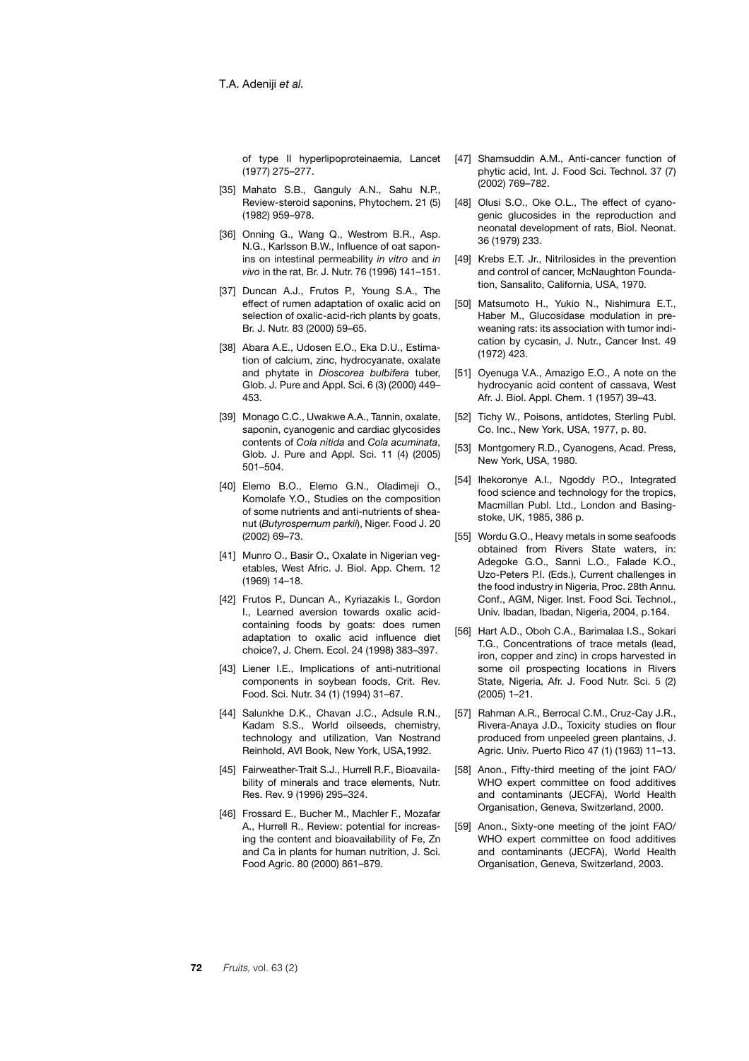of type II hyperlipoproteinaemia, Lancet (1977) 275–277.

[35] Mahato S.B., Ganguly A.N., Sahu N.P., Review-steroid saponins, Phytochem. 21 (5) (1982) 959–978.

[36] Onning G., Wang Q., Westrom B.R., Asp. N.G., Karlsson B.W., Influence of oat saponins on intestinal permeability *in vitro* and *in vivo* in the rat, Br. J. Nutr. 76 (1996) 141–151.

[37] Duncan A.J., Frutos P., Young S.A., The effect of rumen adaptation of oxalic acid on selection of oxalic-acid-rich plants by goats, Br. J. Nutr. 83 (2000) 59–65.

[38] Abara A.E., Udosen E.O., Eka D.U., Estimation of calcium, zinc, hydrocyanate, oxalate and phytate in *Dioscorea bulbifera* tuber, Glob. J. Pure and Appl. Sci. 6 (3) (2000) 449–453.

[39] Monago C.C., Uwakwe A.A., Tannin, oxalate, saponin, cyanogenic and cardiac glycosides contents of *Cola nitida* and *Cola acuminata*, Glob. J. Pure and Appl. Sci. 11 (4) (2005) 501–504.

[40] Elemo B.O., Elemo G.N., Oladimeji O., Komolafe Y.O., Studies on the composition of some nutrients and anti-nutrients of sheanut (*Butyrospernum parkii*), Niger. Food J. 20 (2002) 69–73.

[41] Munro O., Basir O., Oxalate in Nigerian vegetables, West Afric. J. Biol. App. Chem. 12 (1969) 14–18.

[42] Frutos P., Duncan A., Kyriazakis I., Gordon I., Learned aversion towards oxalic acid-containing foods by goats: does rumen adaptation to oxalic acid influence diet choice?, J. Chem. Ecol. 24 (1998) 383–397.

[43] Liener I.E., Implications of anti-nutritional components in soybean foods, Crit. Rev. Food. Sci. Nutr. 34 (1) (1994) 31–67.

[44] Salunkhe D.K., Chavan J.C., Adsule R.N., Kadam S.S., World oilseeds, chemistry, technology and utilization, Van Nostrand Reinhold, AVI Book, New York, USA,1992.

[45] Fairweather-Trait S.J., Hurrell R.F., Bioavailability of minerals and trace elements, Nutr. Res. Rev. 9 (1996) 295–324.

[46] Frossard E., Bucher M., Machler F., Mozafar A., Hurrell R., Review: potential for increasing the content and bioavailability of Fe, Zn and Ca in plants for human nutrition, J. Sci. Food Agric. 80 (2000) 861–879.

[47] Shamsuddin A.M., Anti-cancer function of phytic acid, Int. J. Food Sci. Technol. 37 (7) (2002) 769–782.

[48] Olusi S.O., Oke O.L., The effect of cyanogenic glucosides in the reproduction and neonatal development of rats, Biol. Neonat. 36 (1979) 233.

[49] Krebs E.T. Jr., Nitrilosides in the prevention and control of cancer, McNaughton Foundation, Sansalito, California, USA, 1970.

[50] Matsumoto H., Yukio N., Nishimura E.T., Haber M., Glucosidase modulation in preweaning rats: its association with tumor indication by cycasin, J. Nutr., Cancer Inst. 49 (1972) 423.

[51] Oyenuga V.A., Amazigo E.O., A note on the hydrocyanic acid content of cassava, West Afr. J. Biol. Appl. Chem. 1 (1957) 39–43.

[52] Tichy W., Poisons, antidotes, Sterling Publ. Co. Inc., New York, USA, 1977, p. 80.

[53] Montgomery R.D., Cyanogens, Acad. Press, New York, USA, 1980.

[54] Ihekoronye A.I., Ngoddy P.O., Integrated food science and technology for the tropics, Macmillan Publ. Ltd., London and Basingstoke, UK, 1985, 386 p.

[55] Wordu G.O., Heavy metals in some seafoods obtained from Rivers State waters, in: Adegoke G.O., Sanni L.O., Falade K.O., Uzo-Peters P.I. (Eds.), Current challenges in the food industry in Nigeria, Proc. 28th Annu. Conf., AGM, Niger. Inst. Food Sci. Technol., Univ. Ibadan, Ibadan, Nigeria, 2004, p.164.

[56] Hart A.D., Oboh C.A., Barimalaa I.S., Sokari T.G., Concentrations of trace metals (lead, iron, copper and zinc) in crops harvested in some oil prospecting locations in Rivers State, Nigeria, Afr. J. Food Nutr. Sci. 5 (2) (2005) 1–21.

[57] Rahman A.R., Berrocal C.M., Cruz-Cay J.R., Rivera-Anaya J.D., Toxicity studies on flour produced from unpeeled green plantains, J. Agric. Univ. Puerto Rico 47 (1) (1963) 11–13.

[58] Anon., Fifty-third meeting of the joint FAO/WHO expert committee on food additives and contaminants (JECFA), World Health Organisation, Geneva, Switzerland, 2000.

[59] Anon., Sixty-one meeting of the joint FAO/WHO expert committee on food additives and contaminants (JECFA), World Health Organisation, Geneva, Switzerland, 2003.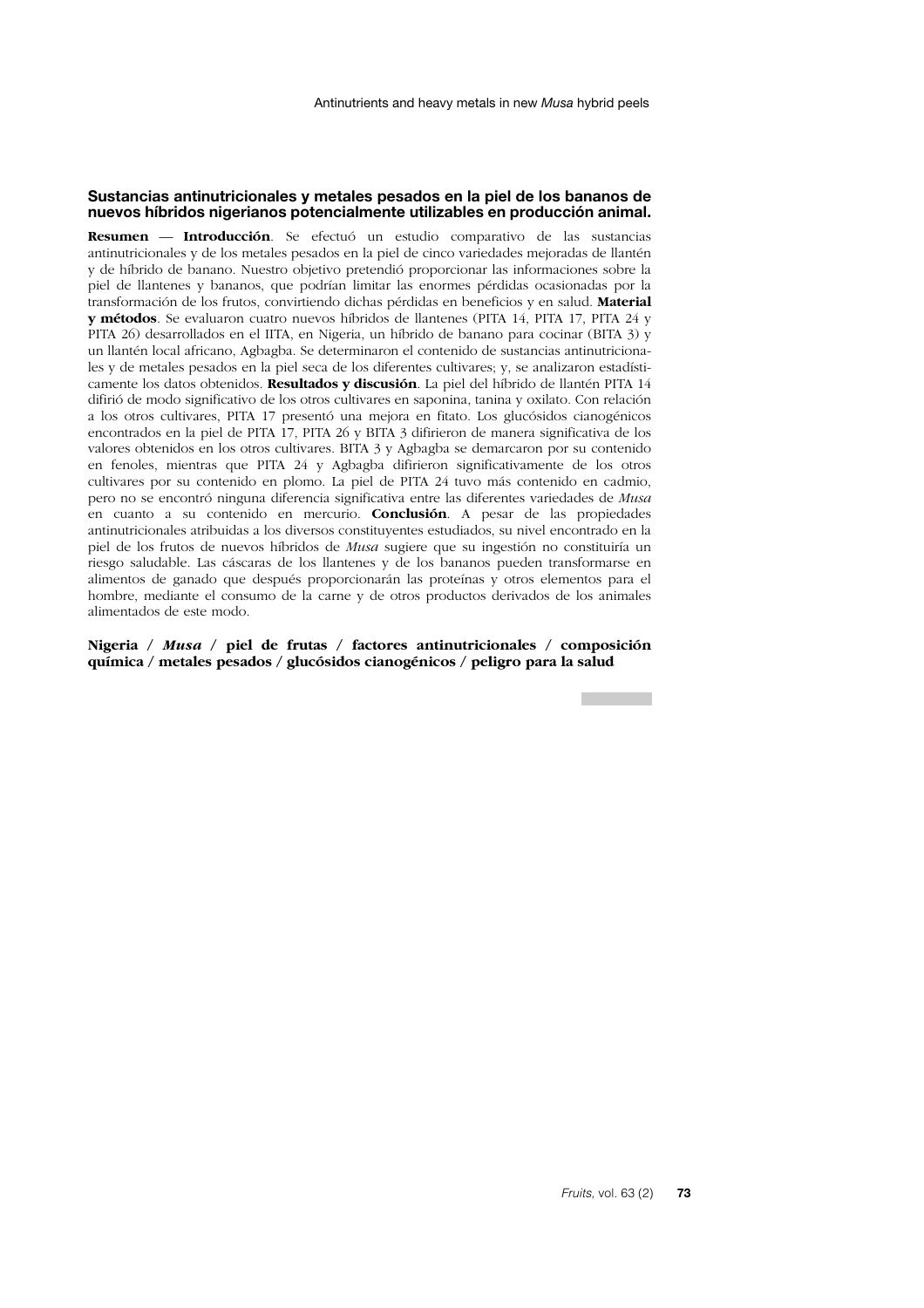### Sustancias antinutricionales y metales pesados en la piel de los bananos de nuevos híbridos nigerianos potencialmente utilizables en producción animal.

**Resumen — Introducción**. Se efectuó un estudio comparativo de las sustancias antinutricionales y de los metales pesados en la piel de cinco variedades mejoradas de llantén y de híbrido de banano. Nuestro objetivo pretendió proporcionar las informaciones sobre la piel de llantenes y bananos, que podrían limitar las enormes pérdidas ocasionadas por la transformación de los frutos, convirtiendo dichas pérdidas en beneficios y en salud. **Material y métodos**. Se evaluaron cuatro nuevos híbridos de llantenes (PITA 14, PITA 17, PITA 24 y PITA 26) desarrollados en el IITA, en Nigeria, un híbrido de banano para cocinar (BITA 3) y un llantén local africano, Agbagba. Se determinaron el contenido de sustancias antinutricionales y de metales pesados en la piel seca de los diferentes cultivares; y, se analizaron estadísticamente los datos obtenidos. **Resultados y discusión**. La piel del híbrido de llantén PITA 14 difirió de modo significativo de los otros cultivares en saponina, tanina y oxilato. Con relación a los otros cultivares, PITA 17 presentó una mejora en fitato. Los glucósidos cianogénicos encontrados en la piel de PITA 17, PITA 26 y BITA 3 difirieron de manera significativa de los valores obtenidos en los otros cultivares. BITA 3 y Agbagba se demarcaron por su contenido en fenoles, mientras que PITA 24 y Agbagba difirieron significativamente de los otros cultivares por su contenido en plomo. La piel de PITA 24 tuvo más contenido en cadmio, pero no se encontró ninguna diferencia significativa entre las diferentes variedades de *Musa* en cuanto a su contenido en mercurio. **Conclusión**. A pesar de las propiedades antinutricionales atribuidas a los diversos constituyentes estudiados, su nivel encontrado en la piel de los frutos de nuevos híbridos de *Musa* sugiere que su ingestión no constituiría un riesgo saludable. Las cáscaras de los llantenes y de los bananos pueden transformarse en alimentos de ganado que después proporcionarán las proteínas y otros elementos para el hombre, mediante el consumo de la carne y de otros productos derivados de los animales alimentados de este modo.

**Nigeria / *Musa* / piel de frutas / factores antinutricionales / composición química / metales pesados / glucósidos cianogénicos / peligro para la salud**